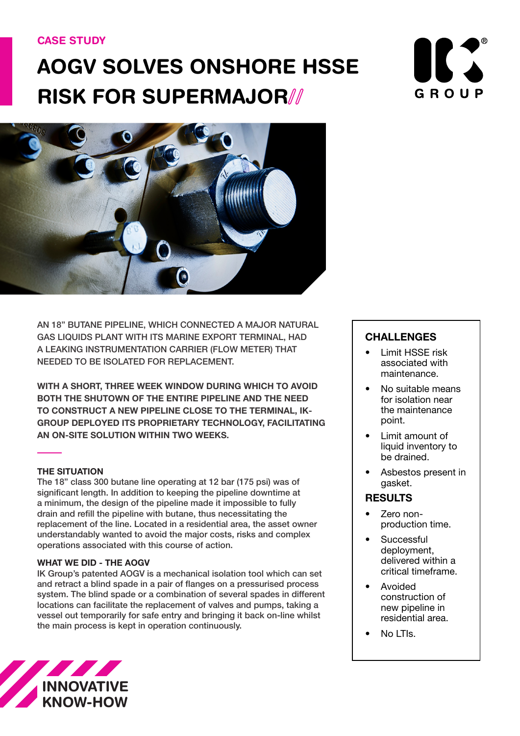CASE STUDY

# AOGV SOLVES ONSHORE HSSE RISK FOR SUPERMAJOR

AN 18" BUTANE PIPELINE, WHICH CONNECTED A MAJOR NATURAL GAS LIQUIDS PLANT WITH ITS MARINE EXPORT TERMINAL, HAD A LEAKING INSTRUMENTATION CARRIER (FLOW METER) THAT NEEDED TO BE ISOLATED FOR REPLACEMENT.

**WITH A SHORT, THREE WEEK WINDOW DURING WHICH TO AVOID BOTH THE SHUTOWN OF THE ENTIRE PIPELINE AND THE NEED TO CONSTRUCT A NEW PIPELINE CLOSE TO THE TERMINAL, IK-GROUP DEPLOYED ITS PROPRIETARY TECHNOLOGY, FACILITATING AN ON-SITE SOLUTION WITHIN TWO WEEKS.**

### THE SITUATION

The 18" class 300 butane line operating at 12 bar (175 psi) was of significant length. In addition to keeping the pipeline downtime at a minimum, the design of the pipeline made it impossible to fully drain and refill the pipeline with butane, thus necessitating the replacement of the line. Located in a residential area, the asset owner understandably wanted to avoid the major costs, risks and complex operations associated with this course of action.

### WHAT WE DID - THE AOGV

IK Group's patented AOGV is a mechanical isolation tool which can set and retract a blind spade in a pair of flanges on a pressurised process system. The blind spade or a combination of several spades in different locations can facilitate the replacement of valves and pumps, taking a vessel out temporarily for safe entry and bringing it back on-line whilst the main process is kept in operation continuously.

### CHALLENGES

- Limit HSSE risk associated with maintenance.
- No suitable means for isolation near the maintenance point.
- Limit amount of liquid inventory to be drained.
- Asbestos present in gasket.

### RESULTS

- Zero non-production time.
- Successful deployment, delivered within a critical timeframe.
- Avoided construction of new pipeline in residential area.
- No LTIs.

INNOVATIVE KNOW-HOW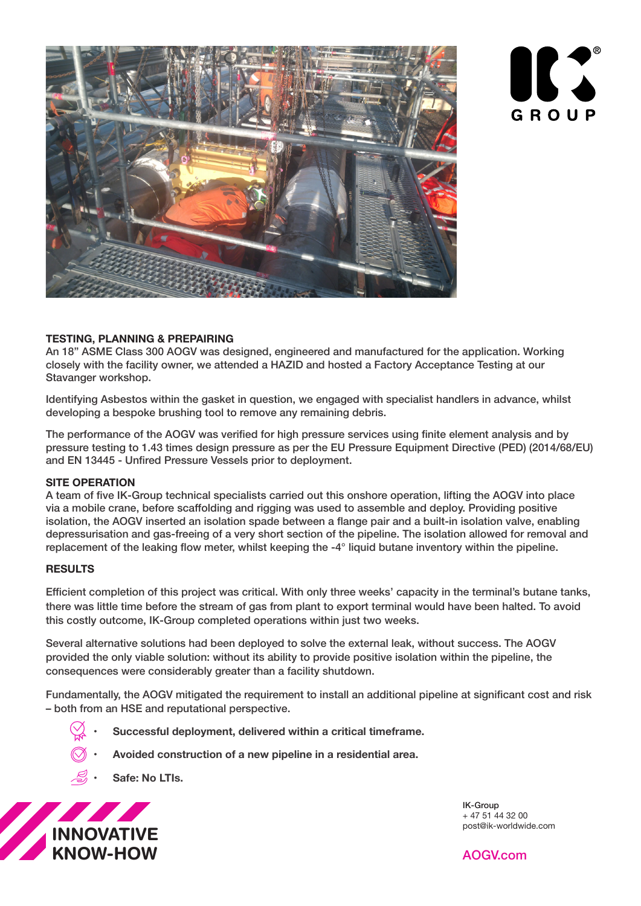IK GROUP

## TESTING, PLANNING & PREPAIRING

An 18" ASME Class 300 AOGV was designed, engineered and manufactured for the application. Working closely with the facility owner, we attended a HAZID and hosted a Factory Acceptance Testing at our Stavanger workshop.

Identifying Asbestos within the gasket in question, we engaged with specialist handlers in advance, whilst developing a bespoke brushing tool to remove any remaining debris.

The performance of the AOGV was verified for high pressure services using finite element analysis and by pressure testing to 1.43 times design pressure as per the EU Pressure Equipment Directive (PED) (2014/68/EU) and EN 13445 - Unfired Pressure Vessels prior to deployment.

## SITE OPERATION

A team of five IK-Group technical specialists carried out this onshore operation, lifting the AOGV into place via a mobile crane, before scaffolding and rigging was used to assemble and deploy. Providing positive isolation, the AOGV inserted an isolation spade between a flange pair and a built-in isolation valve, enabling depressurisation and gas-freeing of a very short section of the pipeline. The isolation allowed for removal and replacement of the leaking flow meter, whilst keeping the -4° liquid butane inventory within the pipeline.

## RESULTS

Efficient completion of this project was critical. With only three weeks' capacity in the terminal's butane tanks, there was little time before the stream of gas from plant to export terminal would have been halted. To avoid this costly outcome, IK-Group completed operations within just two weeks.

Several alternative solutions had been deployed to solve the external leak, without success. The AOGV provided the only viable solution: without its ability to provide positive isolation within the pipeline, the consequences were considerably greater than a facility shutdown.

Fundamentally, the AOGV mitigated the requirement to install an additional pipeline at significant cost and risk – both from an HSE and reputational perspective.

- **Successful deployment, delivered within a critical timeframe.**
- **Avoided construction of a new pipeline in a residential area.**
- **Safe: No LTIs.**

INNOVATIVE KNOW-HOW

IK-Group
+ 47 51 44 32 00
post@ik-worldwide.com

AOGV.com